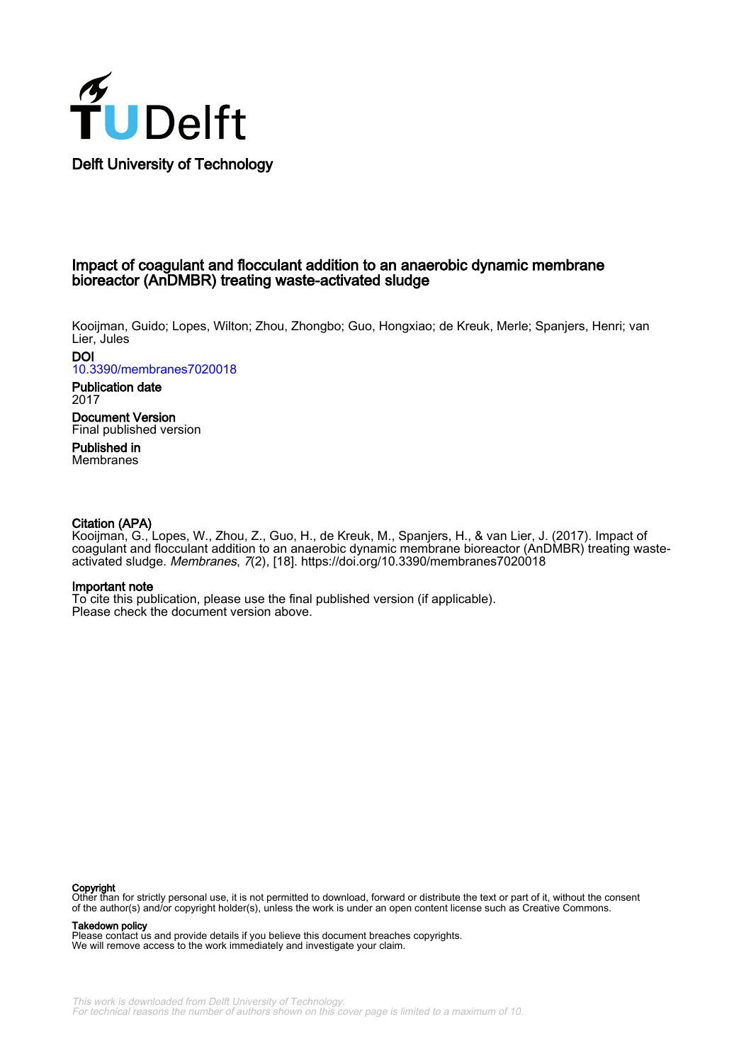Delft University of Technology

# Impact of coagulant and flocculant addition to an anaerobic dynamic membrane bioreactor (AnDMBR) treating waste-activated sludge

Kooijman, Guido; Lopes, Wilton; Zhou, Zhongbo; Guo, Hongxiao; de Kreuk, Merle; Spanjers, Henri; van Lier, Jules

**DOI**
10.3390/membranes7020018

**Publication date**
2017

**Document Version**
Final published version

**Published in**
Membranes

**Citation (APA)**
Kooijman, G., Lopes, W., Zhou, Z., Guo, H., de Kreuk, M., Spanjers, H., & van Lier, J. (2017). Impact of coagulant and flocculant addition to an anaerobic dynamic membrane bioreactor (AnDMBR) treating waste-activated sludge. *Membranes*, *7*(2), [18]. https://doi.org/10.3390/membranes7020018

**Important note**
To cite this publication, please use the final published version (if applicable).
Please check the document version above.

**Copyright**
Other than for strictly personal use, it is not permitted to download, forward or distribute the text or part of it, without the consent of the author(s) and/or copyright holder(s), unless the work is under an open content license such as Creative Commons.

**Takedown policy**
Please contact us and provide details if you believe this document breaches copyrights.
We will remove access to the work immediately and investigate your claim.

*This work is downloaded from Delft University of Technology.*
*For technical reasons the number of authors shown on this cover page is limited to a maximum of 10.*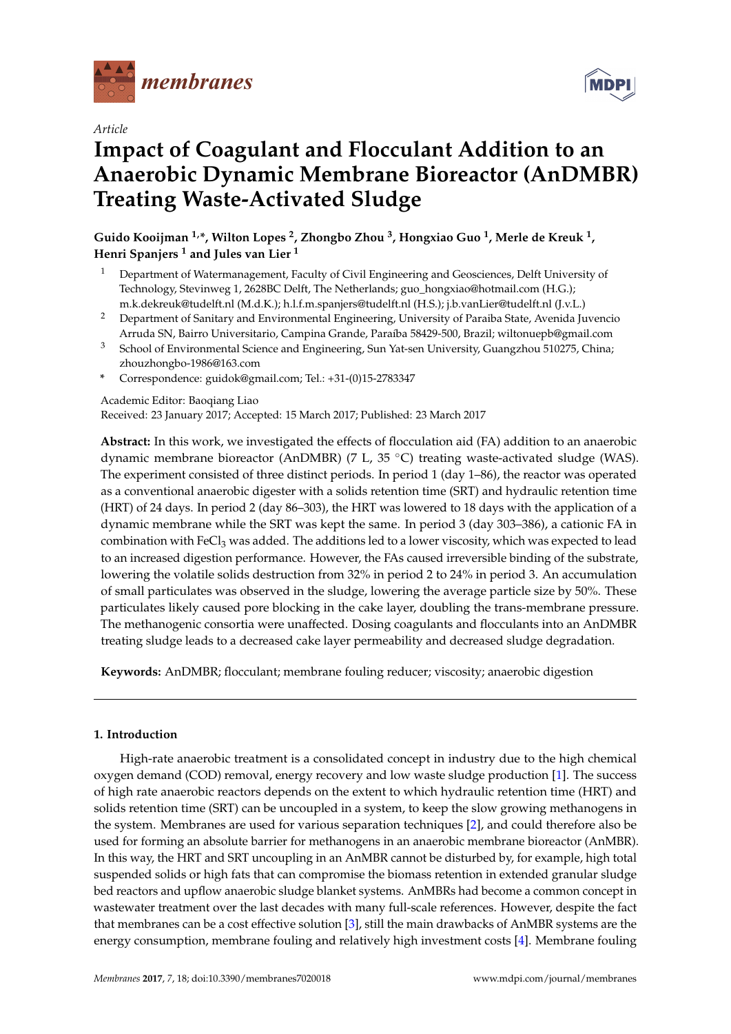*Article*

# Impact of Coagulant and Flocculant Addition to an Anaerobic Dynamic Membrane Bioreactor (AnDMBR) Treating Waste-Activated Sludge

**Guido Kooijman [1,*], Wilton Lopes [2], Zhongbo Zhou [3], Hongxiao Guo [1], Merle de Kreuk [1], Henri Spanjers [1] and Jules van Lier [1]**

[1] Department of Watermanagement, Faculty of Civil Engineering and Geosciences, Delft University of Technology, Stevinweg 1, 2628BC Delft, The Netherlands; guo_hongxiao@hotmail.com (H.G.); m.k.dekreuk@tudelft.nl (M.d.K.); h.l.f.m.spanjers@tudelft.nl (H.S.); j.b.vanLier@tudelft.nl (J.v.L.)

[2] Department of Sanitary and Environmental Engineering, University of Paraiba State, Avenida Juvencio Arruda SN, Bairro Universitario, Campina Grande, Paraíba 58429-500, Brazil; wiltonuepb@gmail.com

[3] School of Environmental Science and Engineering, Sun Yat-sen University, Guangzhou 510275, China; zhouzhongbo-1986@163.com

\* Correspondence: guidok@gmail.com; Tel.: +31-(0)15-2783347

Academic Editor: Baoqiang Liao

Received: 23 January 2017; Accepted: 15 March 2017; Published: 23 March 2017

**Abstract:** In this work, we investigated the effects of flocculation aid (FA) addition to an anaerobic dynamic membrane bioreactor (AnDMBR) (7 L, 35 °C) treating waste-activated sludge (WAS). The experiment consisted of three distinct periods. In period 1 (day 1–86), the reactor was operated as a conventional anaerobic digester with a solids retention time (SRT) and hydraulic retention time (HRT) of 24 days. In period 2 (day 86–303), the HRT was lowered to 18 days with the application of a dynamic membrane while the SRT was kept the same. In period 3 (day 303–386), a cationic FA in combination with $FeCl_3$ was added. The additions led to a lower viscosity, which was expected to lead to an increased digestion performance. However, the FAs caused irreversible binding of the substrate, lowering the volatile solids destruction from 32% in period 2 to 24% in period 3. An accumulation of small particulates was observed in the sludge, lowering the average particle size by 50%. These particulates likely caused pore blocking in the cake layer, doubling the trans-membrane pressure. The methanogenic consortia were unaffected. Dosing coagulants and flocculants into an AnDMBR treating sludge leads to a decreased cake layer permeability and decreased sludge degradation.

**Keywords:** AnDMBR; flocculant; membrane fouling reducer; viscosity; anaerobic digestion

## 1. Introduction

High-rate anaerobic treatment is a consolidated concept in industry due to the high chemical oxygen demand (COD) removal, energy recovery and low waste sludge production [1]. The success of high rate anaerobic reactors depends on the extent to which hydraulic retention time (HRT) and solids retention time (SRT) can be uncoupled in a system, to keep the slow growing methanogens in the system. Membranes are used for various separation techniques [2], and could therefore also be used for forming an absolute barrier for methanogens in an anaerobic membrane bioreactor (AnMBR). In this way, the HRT and SRT uncoupling in an AnMBR cannot be disturbed by, for example, high total suspended solids or high fats that can compromise the biomass retention in extended granular sludge bed reactors and upflow anaerobic sludge blanket systems. AnMBRs had become a common concept in wastewater treatment over the last decades with many full-scale references. However, despite the fact that membranes can be a cost effective solution [3], still the main drawbacks of AnMBR systems are the energy consumption, membrane fouling and relatively high investment costs [4]. Membrane fouling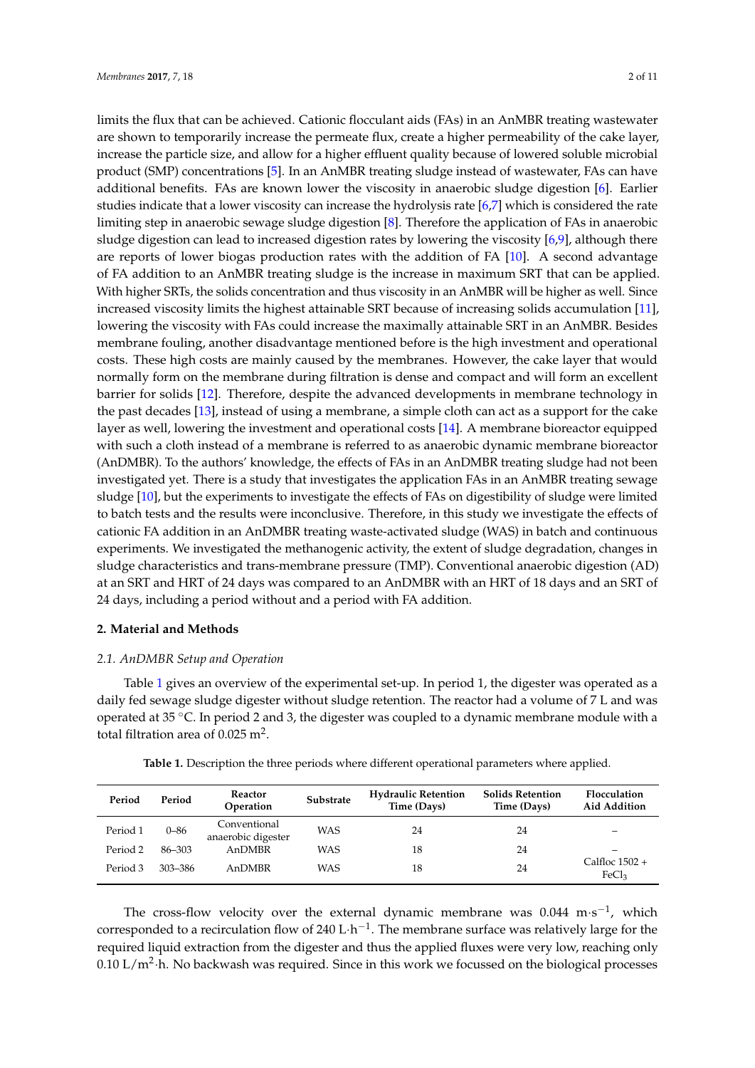limits the flux that can be achieved. Cationic flocculant aids (FAs) in an AnMBR treating wastewater are shown to temporarily increase the permeate flux, create a higher permeability of the cake layer, increase the particle size, and allow for a higher effluent quality because of lowered soluble microbial product (SMP) concentrations [5]. In an AnMBR treating sludge instead of wastewater, FAs can have additional benefits. FAs are known lower the viscosity in anaerobic sludge digestion [6]. Earlier studies indicate that a lower viscosity can increase the hydrolysis rate [6,7] which is considered the rate limiting step in anaerobic sewage sludge digestion [8]. Therefore the application of FAs in anaerobic sludge digestion can lead to increased digestion rates by lowering the viscosity [6,9], although there are reports of lower biogas production rates with the addition of FA [10]. A second advantage of FA addition to an AnMBR treating sludge is the increase in maximum SRT that can be applied. With higher SRTs, the solids concentration and thus viscosity in an AnMBR will be higher as well. Since increased viscosity limits the highest attainable SRT because of increasing solids accumulation [11], lowering the viscosity with FAs could increase the maximally attainable SRT in an AnMBR. Besides membrane fouling, another disadvantage mentioned before is the high investment and operational costs. These high costs are mainly caused by the membranes. However, the cake layer that would normally form on the membrane during filtration is dense and compact and will form an excellent barrier for solids [12]. Therefore, despite the advanced developments in membrane technology in the past decades [13], instead of using a membrane, a simple cloth can act as a support for the cake layer as well, lowering the investment and operational costs [14]. A membrane bioreactor equipped with such a cloth instead of a membrane is referred to as anaerobic dynamic membrane bioreactor (AnDMBR). To the authors' knowledge, the effects of FAs in an AnDMBR treating sludge had not been investigated yet. There is a study that investigates the application FAs in an AnMBR treating sewage sludge [10], but the experiments to investigate the effects of FAs on digestibility of sludge were limited to batch tests and the results were inconclusive. Therefore, in this study we investigate the effects of cationic FA addition in an AnDMBR treating waste-activated sludge (WAS) in batch and continuous experiments. We investigated the methanogenic activity, the extent of sludge degradation, changes in sludge characteristics and trans-membrane pressure (TMP). Conventional anaerobic digestion (AD) at an SRT and HRT of 24 days was compared to an AnDMBR with an HRT of 18 days and an SRT of 24 days, including a period without and a period with FA addition.

## 2. Material and Methods

### *2.1. AnDMBR Setup and Operation*

Table 1 gives an overview of the experimental set-up. In period 1, the digester was operated as a daily fed sewage sludge digester without sludge retention. The reactor had a volume of 7 L and was operated at 35 °C. In period 2 and 3, the digester was coupled to a dynamic membrane module with a total filtration area of 0.025 $m^2$.

**Table 1.** Description the three periods where different operational parameters where applied.

| Period | Period | Reactor Operation | Substrate | Hydraulic Retention Time (Days) | Solids Retention Time (Days) | Flocculation Aid Addition |
|---|---|---|---|---|---|---|
| Period 1 | 0–86 | Conventional anaerobic digester | WAS | 24 | 24 | – |
| Period 2 | 86–303 | AnDMBR | WAS | 18 | 24 | – |
| Period 3 | 303–386 | AnDMBR | WAS | 18 | 24 | Calfloc 1502 + $FeCl_3$ |

The cross-flow velocity over the external dynamic membrane was 0.044 $m \cdot s^{-1}$, which corresponded to a recirculation flow of 240 $L \cdot h^{-1}$. The membrane surface was relatively large for the required liquid extraction from the digester and thus the applied fluxes were very low, reaching only 0.10 $L/m^2 \cdot h$. No backwash was required. Since in this work we focussed on the biological processes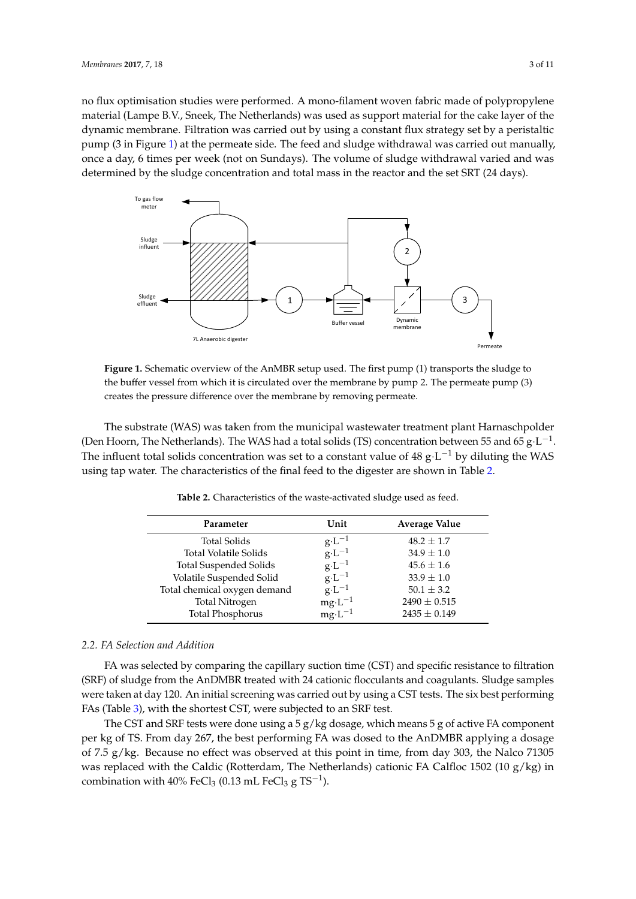no flux optimisation studies were performed. A mono-filament woven fabric made of polypropylene material (Lampe B.V., Sneek, The Netherlands) was used as support material for the cake layer of the dynamic membrane. Filtration was carried out by using a constant flux strategy set by a peristaltic pump (3 in Figure 1) at the permeate side. The feed and sludge withdrawal was carried out manually, once a day, 6 times per week (not on Sundays). The volume of sludge withdrawal varied and was determined by the sludge concentration and total mass in the reactor and the set SRT (24 days).

**Figure 1.** Schematic overview of the AnMBR setup used. The first pump (1) transports the sludge to the buffer vessel from which it is circulated over the membrane by pump 2. The permeate pump (3) creates the pressure difference over the membrane by removing permeate.

The substrate (WAS) was taken from the municipal wastewater treatment plant Harnaschpolder (Den Hoorn, The Netherlands). The WAS had a total solids (TS) concentration between 55 and 65 $g \cdot L^{-1}$. The influent total solids concentration was set to a constant value of 48 $g \cdot L^{-1}$ by diluting the WAS using tap water. The characteristics of the final feed to the digester are shown in Table 2.

**Table 2.** Characteristics of the waste-activated sludge used as feed.

| Parameter | Unit | Average Value |
|---|---|---|
| Total Solids | $g \cdot L^{-1}$ | $48.2 \pm 1.7$ |
| Total Volatile Solids | $g \cdot L^{-1}$ | $34.9 \pm 1.0$ |
| Total Suspended Solids | $g \cdot L^{-1}$ | $45.6 \pm 1.6$ |
| Volatile Suspended Solid | $g \cdot L^{-1}$ | $33.9 \pm 1.0$ |
| Total chemical oxygen demand | $g \cdot L^{-1}$ | $50.1 \pm 3.2$ |
| Total Nitrogen | $mg \cdot L^{-1}$ | $2490 \pm 0.515$ |
| Total Phosphorus | $mg \cdot L^{-1}$ | $2435 \pm 0.149$ |

### 2.2. FA Selection and Addition

FA was selected by comparing the capillary suction time (CST) and specific resistance to filtration (SRF) of sludge from the AnDMBR treated with 24 cationic flocculants and coagulants. Sludge samples were taken at day 120. An initial screening was carried out by using a CST tests. The six best performing FAs (Table 3), with the shortest CST, were subjected to an SRF test.

The CST and SRF tests were done using a 5 g/kg dosage, which means 5 g of active FA component per kg of TS. From day 267, the best performing FA was dosed to the AnDMBR applying a dosage of 7.5 g/kg. Because no effect was observed at this point in time, from day 303, the Nalco 71305 was replaced with the Caldic (Rotterdam, The Netherlands) cationic FA Calfloc 1502 (10 g/kg) in combination with 40% $FeCl_3$ (0.13 mL $FeCl_3$ g $TS^{-1}$).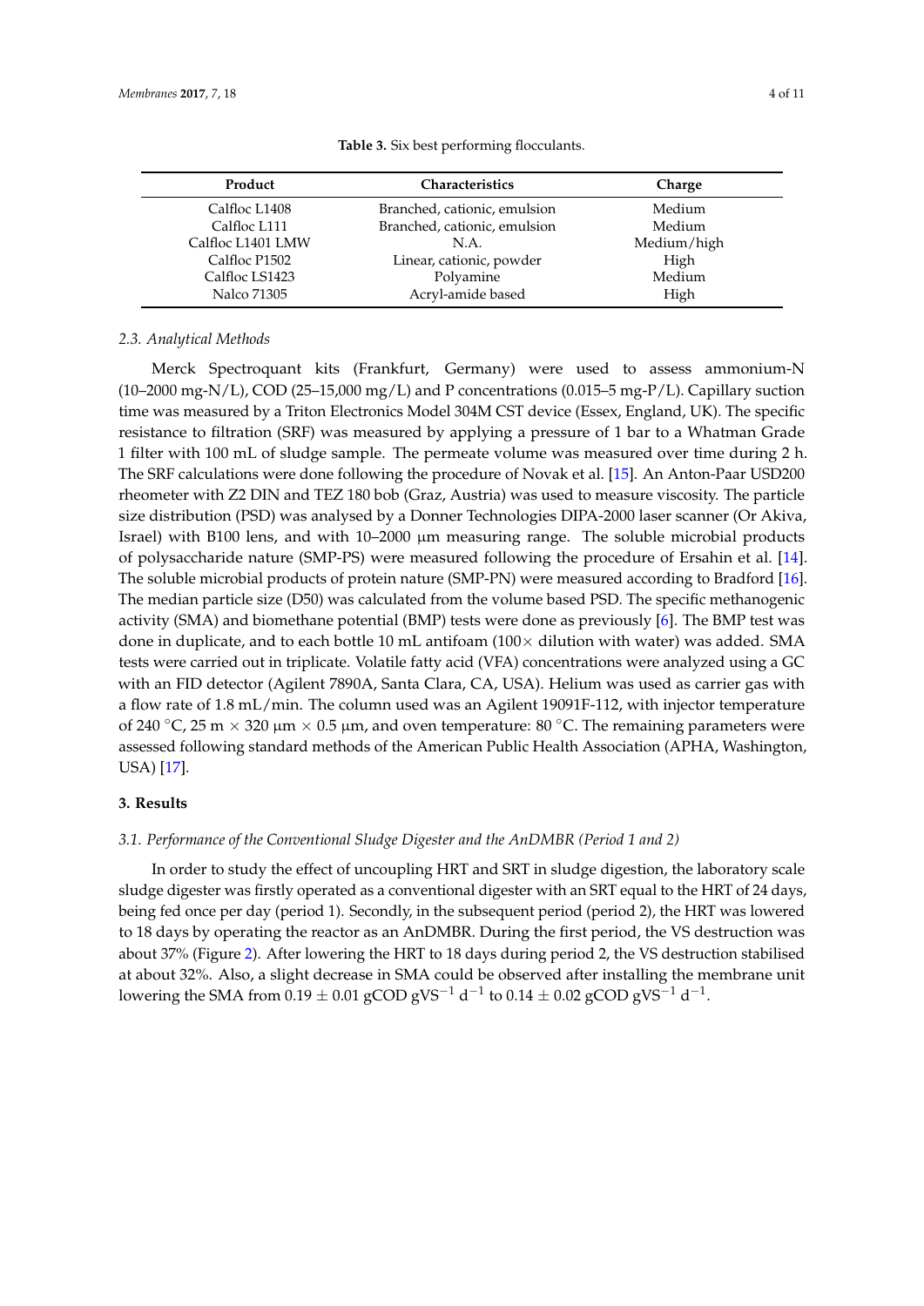**Table 3.** Six best performing flocculants.

| Product | Characteristics | Charge |
| --- | --- | --- |
| Calfloc L1408 | Branched, cationic, emulsion | Medium |
| Calfloc L111 | Branched, cationic, emulsion | Medium |
| Calfloc L1401 LMW | N.A. | Medium/high |
| Calfloc P1502 | Linear, cationic, powder | High |
| Calfloc LS1423 | Polyamine | Medium |
| Nalco 71305 | Acryl-amide based | High |

### *2.3. Analytical Methods*

Merck Spectroquant kits (Frankfurt, Germany) were used to assess ammonium-N (10–2000 mg-N/L), COD (25–15,000 mg/L) and P concentrations (0.015–5 mg-P/L). Capillary suction time was measured by a Triton Electronics Model 304M CST device (Essex, England, UK). The specific resistance to filtration (SRF) was measured by applying a pressure of 1 bar to a Whatman Grade 1 filter with 100 mL of sludge sample. The permeate volume was measured over time during 2 h. The SRF calculations were done following the procedure of Novak et al. [15]. An Anton-Paar USD200 rheometer with Z2 DIN and TEZ 180 bob (Graz, Austria) was used to measure viscosity. The particle size distribution (PSD) was analysed by a Donner Technologies DIPA-2000 laser scanner (Or Akiva, Israel) with B100 lens, and with 10–2000 µm measuring range. The soluble microbial products of polysaccharide nature (SMP-PS) were measured following the procedure of Ersahin et al. [14]. The soluble microbial products of protein nature (SMP-PN) were measured according to Bradford [16]. The median particle size (D50) was calculated from the volume based PSD. The specific methanogenic activity (SMA) and biomethane potential (BMP) tests were done as previously [6]. The BMP test was done in duplicate, and to each bottle 10 mL antifoam (100× dilution with water) was added. SMA tests were carried out in triplicate. Volatile fatty acid (VFA) concentrations were analyzed using a GC with an FID detector (Agilent 7890A, Santa Clara, CA, USA). Helium was used as carrier gas with a flow rate of 1.8 mL/min. The column used was an Agilent 19091F-112, with injector temperature of 240 °C, 25 m × 320 µm × 0.5 µm, and oven temperature: 80 °C. The remaining parameters were assessed following standard methods of the American Public Health Association (APHA, Washington, USA) [17].

## 3. Results

### *3.1. Performance of the Conventional Sludge Digester and the AnDMBR (Period 1 and 2)*

In order to study the effect of uncoupling HRT and SRT in sludge digestion, the laboratory scale sludge digester was firstly operated as a conventional digester with an SRT equal to the HRT of 24 days, being fed once per day (period 1). Secondly, in the subsequent period (period 2), the HRT was lowered to 18 days by operating the reactor as an AnDMBR. During the first period, the VS destruction was about 37% (Figure 2). After lowering the HRT to 18 days during period 2, the VS destruction stabilised at about 32%. Also, a slight decrease in SMA could be observed after installing the membrane unit lowering the SMA from 0.19 ± 0.01 gCOD $gVS^{-1}$ $d^{-1}$ to 0.14 ± 0.02 gCOD $gVS^{-1}$ $d^{-1}$.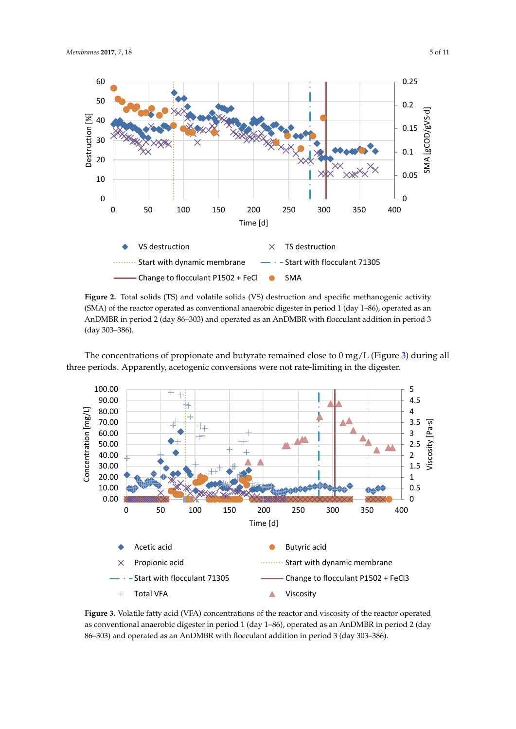**Figure 2.** Total solids (TS) and volatile solids (VS) destruction and specific methanogenic activity (SMA) of the reactor operated as conventional anaerobic digester in period 1 (day 1–86), operated as an AnDMBR in period 2 (day 86–303) and operated as an AnDMBR with flocculant addition in period 3 (day 303–386).

The concentrations of propionate and butyrate remained close to 0 mg/L (Figure 3) during all three periods. Apparently, acetogenic conversions were not rate-limiting in the digester.

**Figure 3.** Volatile fatty acid (VFA) concentrations of the reactor and viscosity of the reactor operated as conventional anaerobic digester in period 1 (day 1–86), operated as an AnDMBR in period 2 (day 86–303) and operated as an AnDMBR with flocculant addition in period 3 (day 303–386).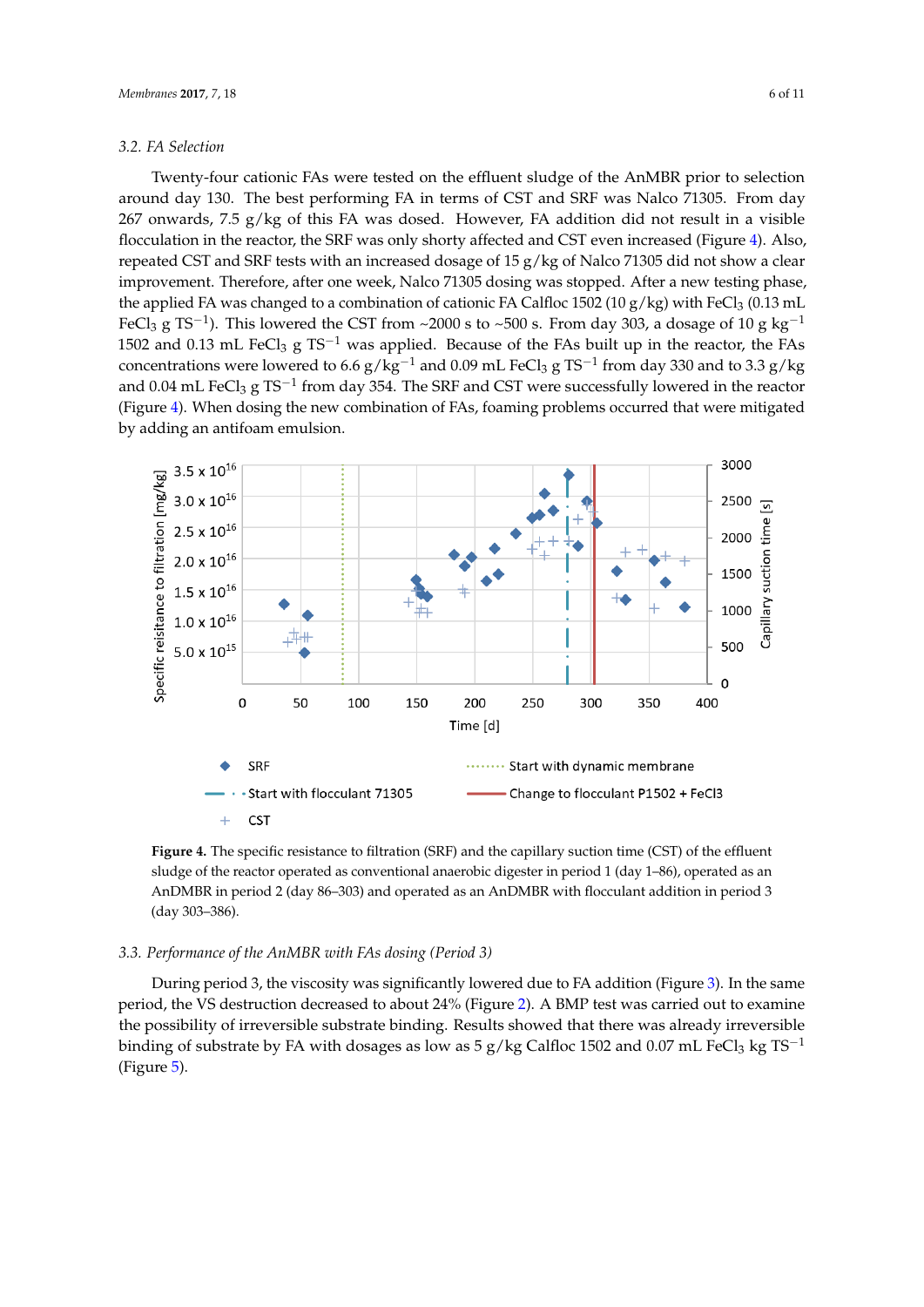### 3.2. FA Selection

Twenty-four cationic FAs were tested on the effluent sludge of the AnMBR prior to selection around day 130. The best performing FA in terms of CST and SRF was Nalco 71305. From day 267 onwards, 7.5 g/kg of this FA was dosed. However, FA addition did not result in a visible flocculation in the reactor, the SRF was only shorty affected and CST even increased (Figure 4). Also, repeated CST and SRF tests with an increased dosage of 15 g/kg of Nalco 71305 did not show a clear improvement. Therefore, after one week, Nalco 71305 dosing was stopped. After a new testing phase, the applied FA was changed to a combination of cationic FA Calfloc 1502 (10 g/kg) with $FeCl_3$ (0.13 mL $FeCl_3$ g $TS^{-1}$). This lowered the CST from ~2000 s to ~500 s. From day 303, a dosage of 10 g $kg^{-1}$ 1502 and 0.13 mL $FeCl_3$ g $TS^{-1}$ was applied. Because of the FAs built up in the reactor, the FAs concentrations were lowered to 6.6 g/$kg^{-1}$ and 0.09 mL $FeCl_3$ g $TS^{-1}$ from day 330 and to 3.3 g/kg and 0.04 mL $FeCl_3$ g $TS^{-1}$ from day 354. The SRF and CST were successfully lowered in the reactor (Figure 4). When dosing the new combination of FAs, foaming problems occurred that were mitigated by adding an antifoam emulsion.

**Figure 4.** The specific resistance to filtration (SRF) and the capillary suction time (CST) of the effluent sludge of the reactor operated as conventional anaerobic digester in period 1 (day 1–86), operated as an AnDMBR in period 2 (day 86–303) and operated as an AnDMBR with flocculant addition in period 3 (day 303–386).

### 3.3. Performance of the AnMBR with FAs dosing (Period 3)

During period 3, the viscosity was significantly lowered due to FA addition (Figure 3). In the same period, the VS destruction decreased to about 24% (Figure 2). A BMP test was carried out to examine the possibility of irreversible substrate binding. Results showed that there was already irreversible binding of substrate by FA with dosages as low as 5 g/kg Calfloc 1502 and 0.07 mL $FeCl_3$ kg $TS^{-1}$ (Figure 5).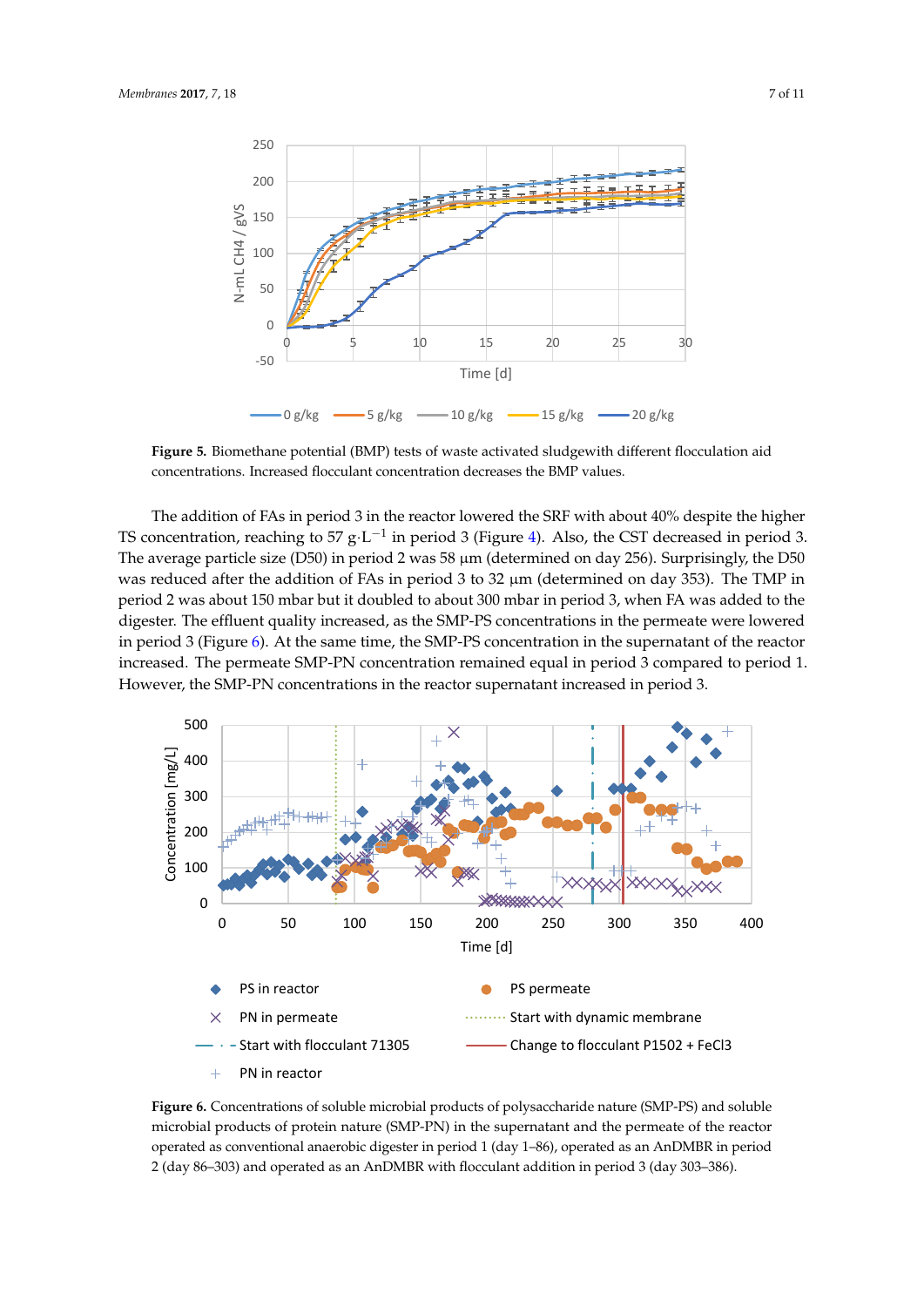**Figure 5.** Biomethane potential (BMP) tests of waste activated sludgewith different flocculation aid concentrations. Increased flocculant concentration decreases the BMP values.

The addition of FAs in period 3 in the reactor lowered the SRF with about 40% despite the higher TS concentration, reaching to 57 $g \cdot L^{-1}$ in period 3 (Figure 4). Also, the CST decreased in period 3. The average particle size (D50) in period 2 was 58 µm (determined on day 256). Surprisingly, the D50 was reduced after the addition of FAs in period 3 to 32 µm (determined on day 353). The TMP in period 2 was about 150 mbar but it doubled to about 300 mbar in period 3, when FA was added to the digester. The effluent quality increased, as the SMP-PS concentrations in the permeate were lowered in period 3 (Figure 6). At the same time, the SMP-PS concentration in the supernatant of the reactor increased. The permeate SMP-PN concentration remained equal in period 3 compared to period 1. However, the SMP-PN concentrations in the reactor supernatant increased in period 3.

**Figure 6.** Concentrations of soluble microbial products of polysaccharide nature (SMP-PS) and soluble microbial products of protein nature (SMP-PN) in the supernatant and the permeate of the reactor operated as conventional anaerobic digester in period 1 (day 1–86), operated as an AnDMBR in period 2 (day 86–303) and operated as an AnDMBR with flocculant addition in period 3 (day 303–386).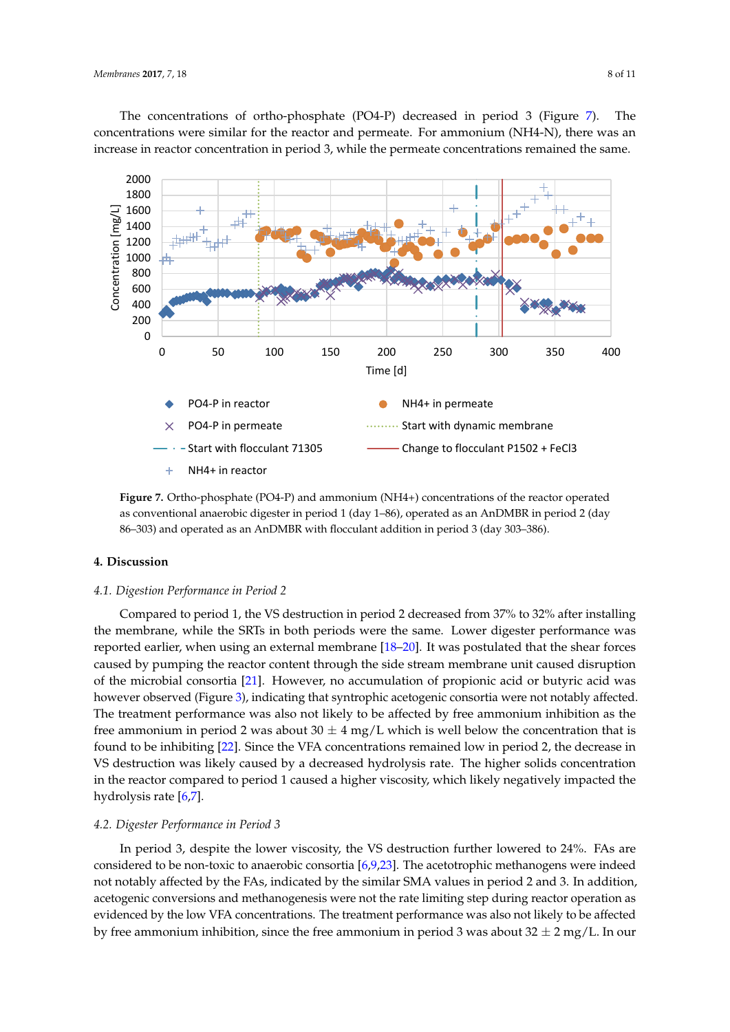The concentrations of ortho-phosphate (PO4-P) decreased in period 3 (Figure 7). The concentrations were similar for the reactor and permeate. For ammonium (NH4-N), there was an increase in reactor concentration in period 3, while the permeate concentrations remained the same.

**Figure 7.** Ortho-phosphate (PO4-P) and ammonium (NH4+) concentrations of the reactor operated as conventional anaerobic digester in period 1 (day 1–86), operated as an AnDMBR in period 2 (day 86–303) and operated as an AnDMBR with flocculant addition in period 3 (day 303–386).

## 4. Discussion

### 4.1. Digestion Performance in Period 2

Compared to period 1, the VS destruction in period 2 decreased from 37% to 32% after installing the membrane, while the SRTs in both periods were the same. Lower digester performance was reported earlier, when using an external membrane [18–20]. It was postulated that the shear forces caused by pumping the reactor content through the side stream membrane unit caused disruption of the microbial consortia [21]. However, no accumulation of propionic acid or butyric acid was however observed (Figure 3), indicating that syntrophic acetogenic consortia were not notably affected. The treatment performance was also not likely to be affected by free ammonium inhibition as the free ammonium in period 2 was about 30 $\pm$ 4 mg/L which is well below the concentration that is found to be inhibiting [22]. Since the VFA concentrations remained low in period 2, the decrease in VS destruction was likely caused by a decreased hydrolysis rate. The higher solids concentration in the reactor compared to period 1 caused a higher viscosity, which likely negatively impacted the hydrolysis rate [6,7].

### 4.2. Digester Performance in Period 3

In period 3, despite the lower viscosity, the VS destruction further lowered to 24%. FAs are considered to be non-toxic to anaerobic consortia [6,9,23]. The acetotrophic methanogens were indeed not notably affected by the FAs, indicated by the similar SMA values in period 2 and 3. In addition, acetogenic conversions and methanogenesis were not the rate limiting step during reactor operation as evidenced by the low VFA concentrations. The treatment performance was also not likely to be affected by free ammonium inhibition, since the free ammonium in period 3 was about 32 $\pm$ 2 mg/L. In our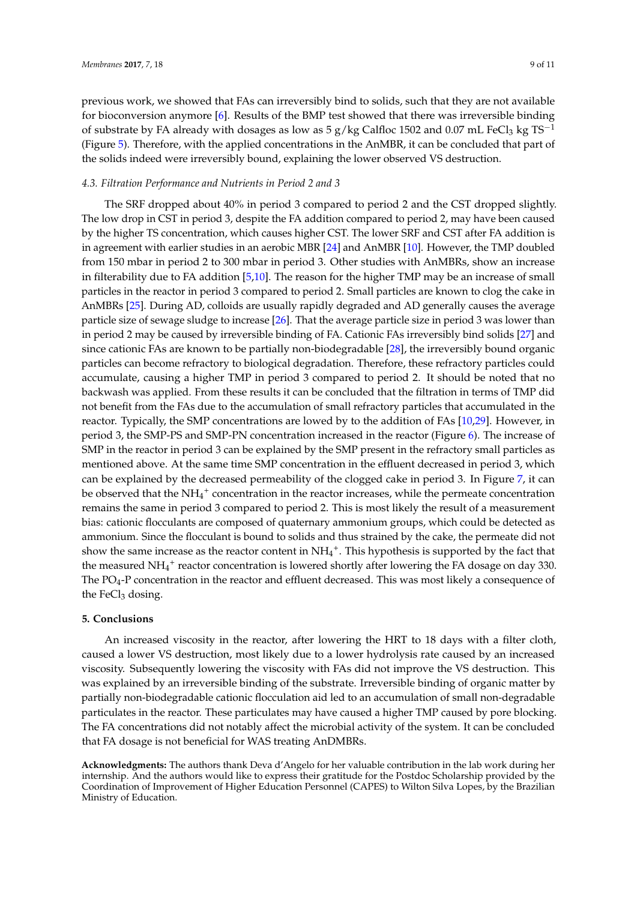previous work, we showed that FAs can irreversibly bind to solids, such that they are not available for bioconversion anymore [6]. Results of the BMP test showed that there was irreversible binding of substrate by FA already with dosages as low as 5 g/kg Calfloc 1502 and 0.07 mL $FeCl_3$ kg $TS^{-1}$ (Figure 5). Therefore, with the applied concentrations in the AnMBR, it can be concluded that part of the solids indeed were irreversibly bound, explaining the lower observed VS destruction.

### *4.3. Filtration Performance and Nutrients in Period 2 and 3*

The SRF dropped about 40% in period 3 compared to period 2 and the CST dropped slightly. The low drop in CST in period 3, despite the FA addition compared to period 2, may have been caused by the higher TS concentration, which causes higher CST. The lower SRF and CST after FA addition is in agreement with earlier studies in an aerobic MBR [24] and AnMBR [10]. However, the TMP doubled from 150 mbar in period 2 to 300 mbar in period 3. Other studies with AnMBRs, show an increase in filterability due to FA addition [5,10]. The reason for the higher TMP may be an increase of small particles in the reactor in period 3 compared to period 2. Small particles are known to clog the cake in AnMBRs [25]. During AD, colloids are usually rapidly degraded and AD generally causes the average particle size of sewage sludge to increase [26]. That the average particle size in period 3 was lower than in period 2 may be caused by irreversible binding of FA. Cationic FAs irreversibly bind solids [27] and since cationic FAs are known to be partially non-biodegradable [28], the irreversibly bound organic particles can become refractory to biological degradation. Therefore, these refractory particles could accumulate, causing a higher TMP in period 3 compared to period 2. It should be noted that no backwash was applied. From these results it can be concluded that the filtration in terms of TMP did not benefit from the FAs due to the accumulation of small refractory particles that accumulated in the reactor. Typically, the SMP concentrations are lowed by to the addition of FAs [10,29]. However, in period 3, the SMP-PS and SMP-PN concentration increased in the reactor (Figure 6). The increase of SMP in the reactor in period 3 can be explained by the SMP present in the refractory small particles as mentioned above. At the same time SMP concentration in the effluent decreased in period 3, which can be explained by the decreased permeability of the clogged cake in period 3. In Figure 7, it can be observed that the $NH_4^+$ concentration in the reactor increases, while the permeate concentration remains the same in period 3 compared to period 2. This is most likely the result of a measurement bias: cationic flocculants are composed of quaternary ammonium groups, which could be detected as ammonium. Since the flocculant is bound to solids and thus strained by the cake, the permeate did not show the same increase as the reactor content in $NH_4^+$. This hypothesis is supported by the fact that the measured $NH_4^+$ reactor concentration is lowered shortly after lowering the FA dosage on day 330. The $PO_4$-P concentration in the reactor and effluent decreased. This was most likely a consequence of the $FeCl_3$ dosing.

## 5. Conclusions

An increased viscosity in the reactor, after lowering the HRT to 18 days with a filter cloth, caused a lower VS destruction, most likely due to a lower hydrolysis rate caused by an increased viscosity. Subsequently lowering the viscosity with FAs did not improve the VS destruction. This was explained by an irreversible binding of the substrate. Irreversible binding of organic matter by partially non-biodegradable cationic flocculation aid led to an accumulation of small non-degradable particulates in the reactor. These particulates may have caused a higher TMP caused by pore blocking. The FA concentrations did not notably affect the microbial activity of the system. It can be concluded that FA dosage is not beneficial for WAS treating AnDMBRs.

**Acknowledgments:** The authors thank Deva d'Angelo for her valuable contribution in the lab work during her internship. And the authors would like to express their gratitude for the Postdoc Scholarship provided by the Coordination of Improvement of Higher Education Personnel (CAPES) to Wilton Silva Lopes, by the Brazilian Ministry of Education.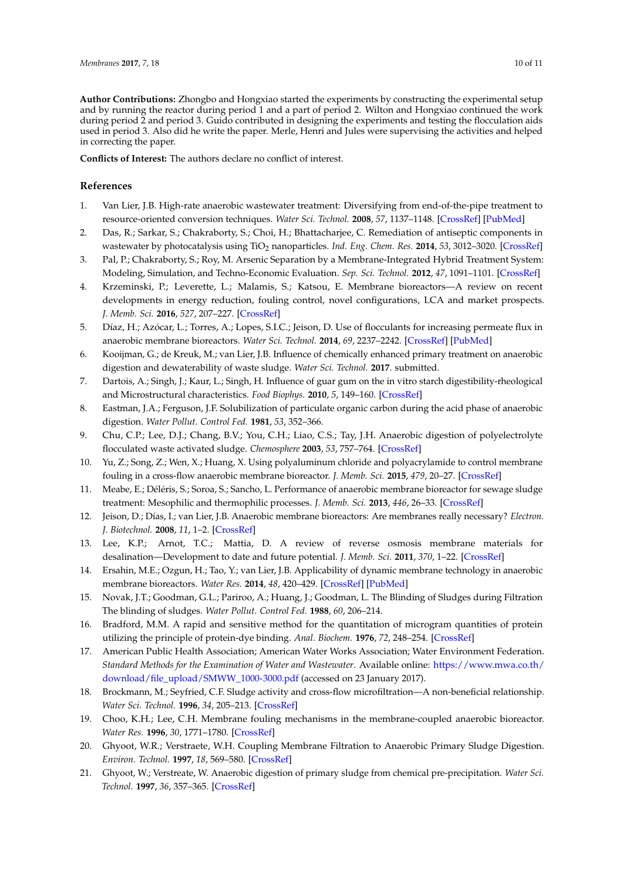**Author Contributions:** Zhongbo and Hongxiao started the experiments by constructing the experimental setup and by running the reactor during period 1 and a part of period 2. Wilton and Hongxiao continued the work during period 2 and period 3. Guido contributed in designing the experiments and testing the flocculation aids used in period 3. Also did he write the paper. Merle, Henri and Jules were supervising the activities and helped in correcting the paper.

**Conflicts of Interest:** The authors declare no conflict of interest.

## References

1. Van Lier, J.B. High-rate anaerobic wastewater treatment: Diversifying from end-of-the-pipe treatment to resource-oriented conversion techniques. *Water Sci. Technol.* **2008**, *57*, 1137–1148. [CrossRef] [PubMed]
2. Das, R.; Sarkar, S.; Chakraborty, S.; Choi, H.; Bhattacharjee, C. Remediation of antiseptic components in wastewater by photocatalysis using $TiO_2$ nanoparticles. *Ind. Eng. Chem. Res.* **2014**, *53*, 3012–3020. [CrossRef]
3. Pal, P.; Chakraborty, S.; Roy, M. Arsenic Separation by a Membrane-Integrated Hybrid Treatment System: Modeling, Simulation, and Techno-Economic Evaluation. *Sep. Sci. Technol.* **2012**, *47*, 1091–1101. [CrossRef]
4. Krzeminski, P.; Leverette, L.; Malamis, S.; Katsou, E. Membrane bioreactors—A review on recent developments in energy reduction, fouling control, novel configurations, LCA and market prospects. *J. Memb. Sci.* **2016**, *527*, 207–227. [CrossRef]
5. Díaz, H.; Azócar, L.; Torres, A.; Lopes, S.I.C.; Jeison, D. Use of flocculants for increasing permeate flux in anaerobic membrane bioreactors. *Water Sci. Technol.* **2014**, *69*, 2237–2242. [CrossRef] [PubMed]
6. Kooijman, G.; de Kreuk, M.; van Lier, J.B. Influence of chemically enhanced primary treatment on anaerobic digestion and dewaterability of waste sludge. *Water Sci. Technol.* **2017**. submitted.
7. Dartois, A.; Singh, J.; Kaur, L.; Singh, H. Influence of guar gum on the in vitro starch digestibility-rheological and Microstructural characteristics. *Food Biophys.* **2010**, *5*, 149–160. [CrossRef]
8. Eastman, J.A.; Ferguson, J.F. Solubilization of particulate organic carbon during the acid phase of anaerobic digestion. *Water Pollut. Control Fed.* **1981**, *53*, 352–366.
9. Chu, C.P.; Lee, D.J.; Chang, B.V.; You, C.H.; Liao, C.S.; Tay, J.H. Anaerobic digestion of polyelectrolyte flocculated waste activated sludge. *Chemosphere* **2003**, *53*, 757–764. [CrossRef]
10. Yu, Z.; Song, Z.; Wen, X.; Huang, X. Using polyaluminum chloride and polyacrylamide to control membrane fouling in a cross-flow anaerobic membrane bioreactor. *J. Memb. Sci.* **2015**, *479*, 20–27. [CrossRef]
11. Meabe, E.; Déléris, S.; Soroa, S.; Sancho, L. Performance of anaerobic membrane bioreactor for sewage sludge treatment: Mesophilic and thermophilic processes. *J. Memb. Sci.* **2013**, *446*, 26–33. [CrossRef]
12. Jeison, D.; Días, I.; van Lier, J.B. Anaerobic membrane bioreactors: Are membranes really necessary? *Electron. J. Biotechnol.* **2008**, *11*, 1–2. [CrossRef]
13. Lee, K.P.; Arnot, T.C.; Mattia, D. A review of reverse osmosis membrane materials for desalination—Development to date and future potential. *J. Memb. Sci.* **2011**, *370*, 1–22. [CrossRef]
14. Ersahin, M.E.; Ozgun, H.; Tao, Y.; van Lier, J.B. Applicability of dynamic membrane technology in anaerobic membrane bioreactors. *Water Res.* **2014**, *48*, 420–429. [CrossRef] [PubMed]
15. Novak, J.T.; Goodman, G.L.; Pariroo, A.; Huang, J.; Goodman, L. The Blinding of Sludges during Filtration The blinding of sludges. *Water Pollut. Control Fed.* **1988**, *60*, 206–214.
16. Bradford, M.M. A rapid and sensitive method for the quantitation of microgram quantities of protein utilizing the principle of protein-dye binding. *Anal. Biochem.* **1976**, *72*, 248–254. [CrossRef]
17. American Public Health Association; American Water Works Association; Water Environment Federation. *Standard Methods for the Examination of Water and Wastewater*. Available online: https://www.mwa.co.th/download/file_upload/SMWW_1000-3000.pdf (accessed on 23 January 2017).
18. Brockmann, M.; Seyfried, C.F. Sludge activity and cross-flow microfiltration—A non-beneficial relationship. *Water Sci. Technol.* **1996**, *34*, 205–213. [CrossRef]
19. Choo, K.H.; Lee, C.H. Membrane fouling mechanisms in the membrane-coupled anaerobic bioreactor. *Water Res.* **1996**, *30*, 1771–1780. [CrossRef]
20. Ghyoot, W.R.; Verstraete, W.H. Coupling Membrane Filtration to Anaerobic Primary Sludge Digestion. *Environ. Technol.* **1997**, *18*, 569–580. [CrossRef]
21. Ghyoot, W.; Verstreate, W. Anaerobic digestion of primary sludge from chemical pre-precipitation. *Water Sci. Technol.* **1997**, *36*, 357–365. [CrossRef]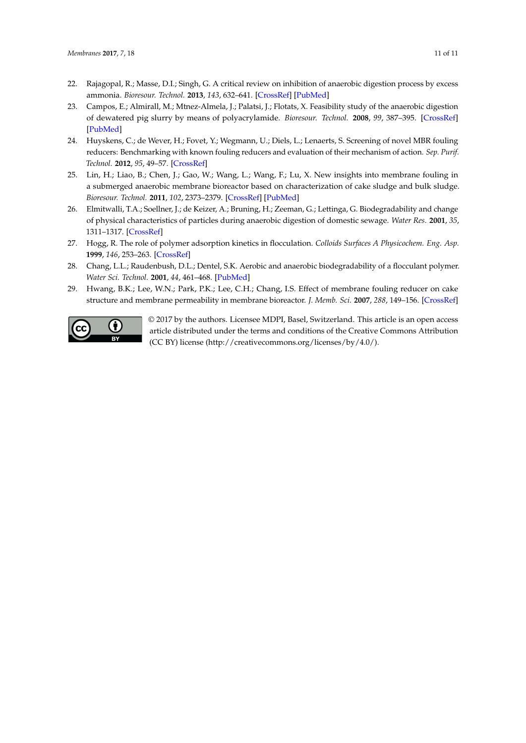22. Rajagopal, R.; Masse, D.I.; Singh, G. A critical review on inhibition of anaerobic digestion process by excess ammonia. *Bioresour. Technol.* **2013**, *143*, 632–641. [CrossRef] [PubMed]
23. Campos, E.; Almirall, M.; Mtnez-Almela, J.; Palatsi, J.; Flotats, X. Feasibility study of the anaerobic digestion of dewatered pig slurry by means of polyacrylamide. *Bioresour. Technol.* **2008**, *99*, 387–395. [CrossRef] [PubMed]
24. Huyskens, C.; de Wever, H.; Fovet, Y.; Wegmann, U.; Diels, L.; Lenaerts, S. Screening of novel MBR fouling reducers: Benchmarking with known fouling reducers and evaluation of their mechanism of action. *Sep. Purif. Technol.* **2012**, *95*, 49–57. [CrossRef]
25. Lin, H.; Liao, B.; Chen, J.; Gao, W.; Wang, L.; Wang, F.; Lu, X. New insights into membrane fouling in a submerged anaerobic membrane bioreactor based on characterization of cake sludge and bulk sludge. *Bioresour. Technol.* **2011**, *102*, 2373–2379. [CrossRef] [PubMed]
26. Elmitwalli, T.A.; Soellner, J.; de Keizer, A.; Bruning, H.; Zeeman, G.; Lettinga, G. Biodegradability and change of physical characteristics of particles during anaerobic digestion of domestic sewage. *Water Res.* **2001**, *35*, 1311–1317. [CrossRef]
27. Hogg, R. The role of polymer adsorption kinetics in flocculation. *Colloids Surfaces A Physicochem. Eng. Asp.* **1999**, *146*, 253–263. [CrossRef]
28. Chang, L.L.; Raudenbush, D.L.; Dentel, S.K. Aerobic and anaerobic biodegradability of a flocculant polymer. *Water Sci. Technol.* **2001**, *44*, 461–468. [PubMed]
29. Hwang, B.K.; Lee, W.N.; Park, P.K.; Lee, C.H.; Chang, I.S. Effect of membrane fouling reducer on cake structure and membrane permeability in membrane bioreactor. *J. Memb. Sci.* **2007**, *288*, 149–156. [CrossRef]

© 2017 by the authors. Licensee MDPI, Basel, Switzerland. This article is an open access article distributed under the terms and conditions of the Creative Commons Attribution (CC BY) license (http://creativecommons.org/licenses/by/4.0/).